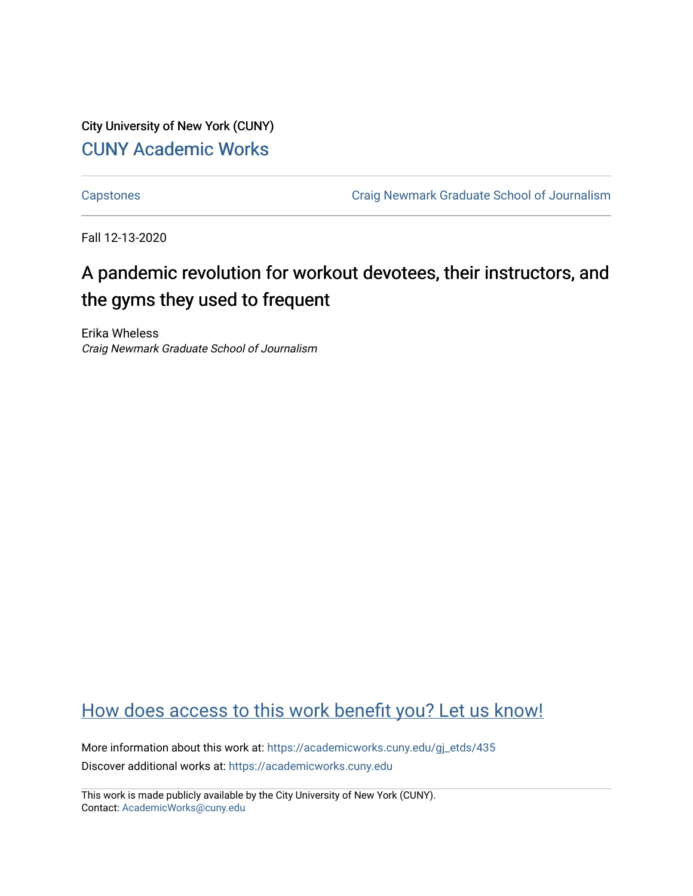City University of New York (CUNY)

CUNY Academic Works

Capstones | Craig Newmark Graduate School of Journalism

Fall 12-13-2020

# A pandemic revolution for workout devotees, their instructors, and the gyms they used to frequent

Erika Wheless

*Craig Newmark Graduate School of Journalism*

How does access to this work benefit you? Let us know!

More information about this work at: https://academicworks.cuny.edu/gj_etds/435

Discover additional works at: https://academicworks.cuny.edu

This work is made publicly available by the City University of New York (CUNY).
Contact: AcademicWorks@cuny.edu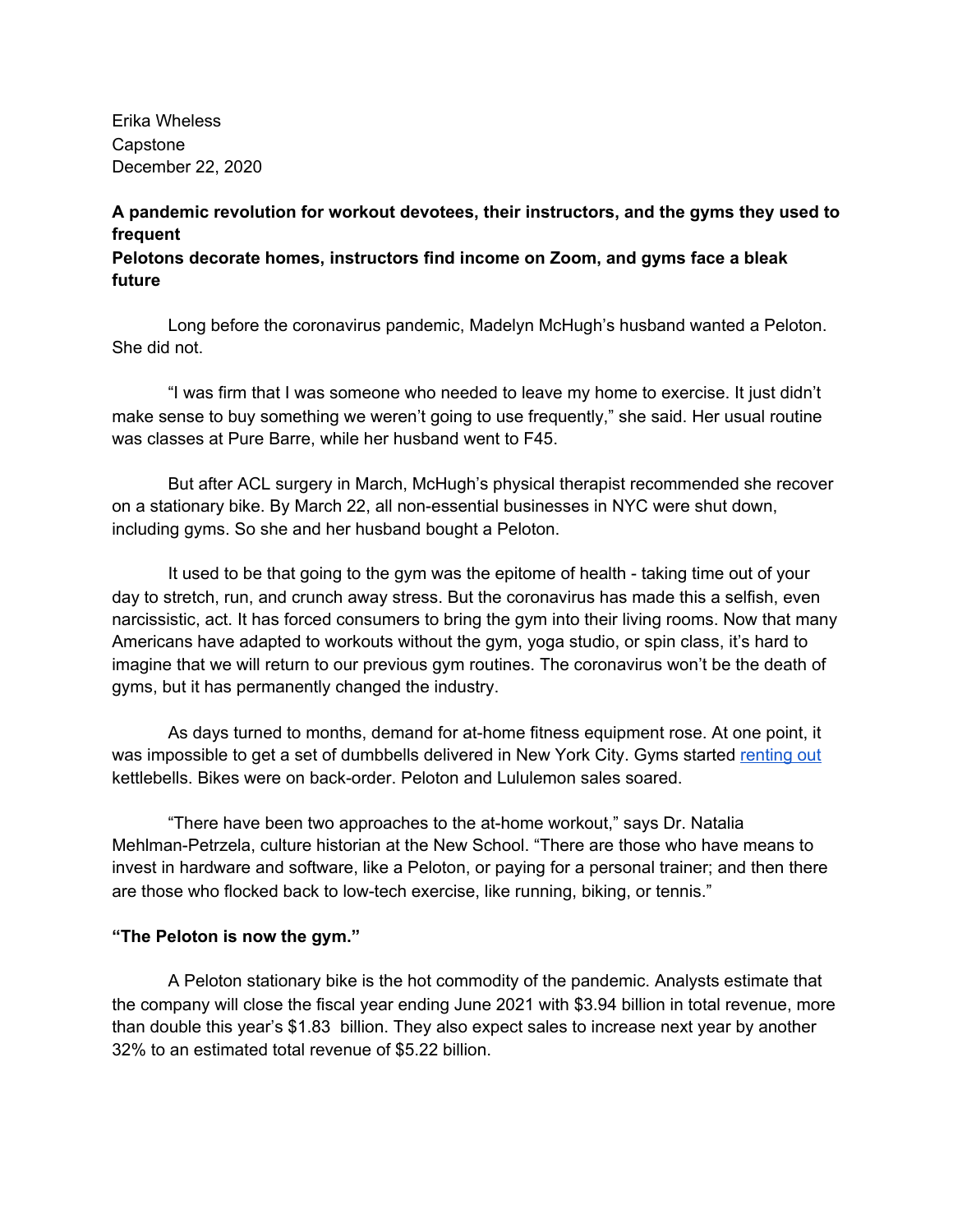Erika Wheless
Capstone
December 22, 2020

**A pandemic revolution for workout devotees, their instructors, and the gyms they used to frequent**
**Pelotons decorate homes, instructors find income on Zoom, and gyms face a bleak future**

Long before the coronavirus pandemic, Madelyn McHugh's husband wanted a Peloton. She did not.

"I was firm that I was someone who needed to leave my home to exercise. It just didn't make sense to buy something we weren't going to use frequently," she said. Her usual routine was classes at Pure Barre, while her husband went to F45.

But after ACL surgery in March, McHugh's physical therapist recommended she recover on a stationary bike. By March 22, all non-essential businesses in NYC were shut down, including gyms. So she and her husband bought a Peloton.

It used to be that going to the gym was the epitome of health - taking time out of your day to stretch, run, and crunch away stress. But the coronavirus has made this a selfish, even narcissistic, act. It has forced consumers to bring the gym into their living rooms. Now that many Americans have adapted to workouts without the gym, yoga studio, or spin class, it's hard to imagine that we will return to our previous gym routines. The coronavirus won't be the death of gyms, but it has permanently changed the industry.

As days turned to months, demand for at-home fitness equipment rose. At one point, it was impossible to get a set of dumbbells delivered in New York City. Gyms started renting out kettlebells. Bikes were on back-order. Peloton and Lululemon sales soared.

"There have been two approaches to the at-home workout," says Dr. Natalia Mehlman-Petrzela, culture historian at the New School. "There are those who have means to invest in hardware and software, like a Peloton, or paying for a personal trainer; and then there are those who flocked back to low-tech exercise, like running, biking, or tennis."

**"The Peloton is now the gym."**

A Peloton stationary bike is the hot commodity of the pandemic. Analysts estimate that the company will close the fiscal year ending June 2021 with $3.94 billion in total revenue, more than double this year's $1.83 billion. They also expect sales to increase next year by another 32% to an estimated total revenue of $5.22 billion.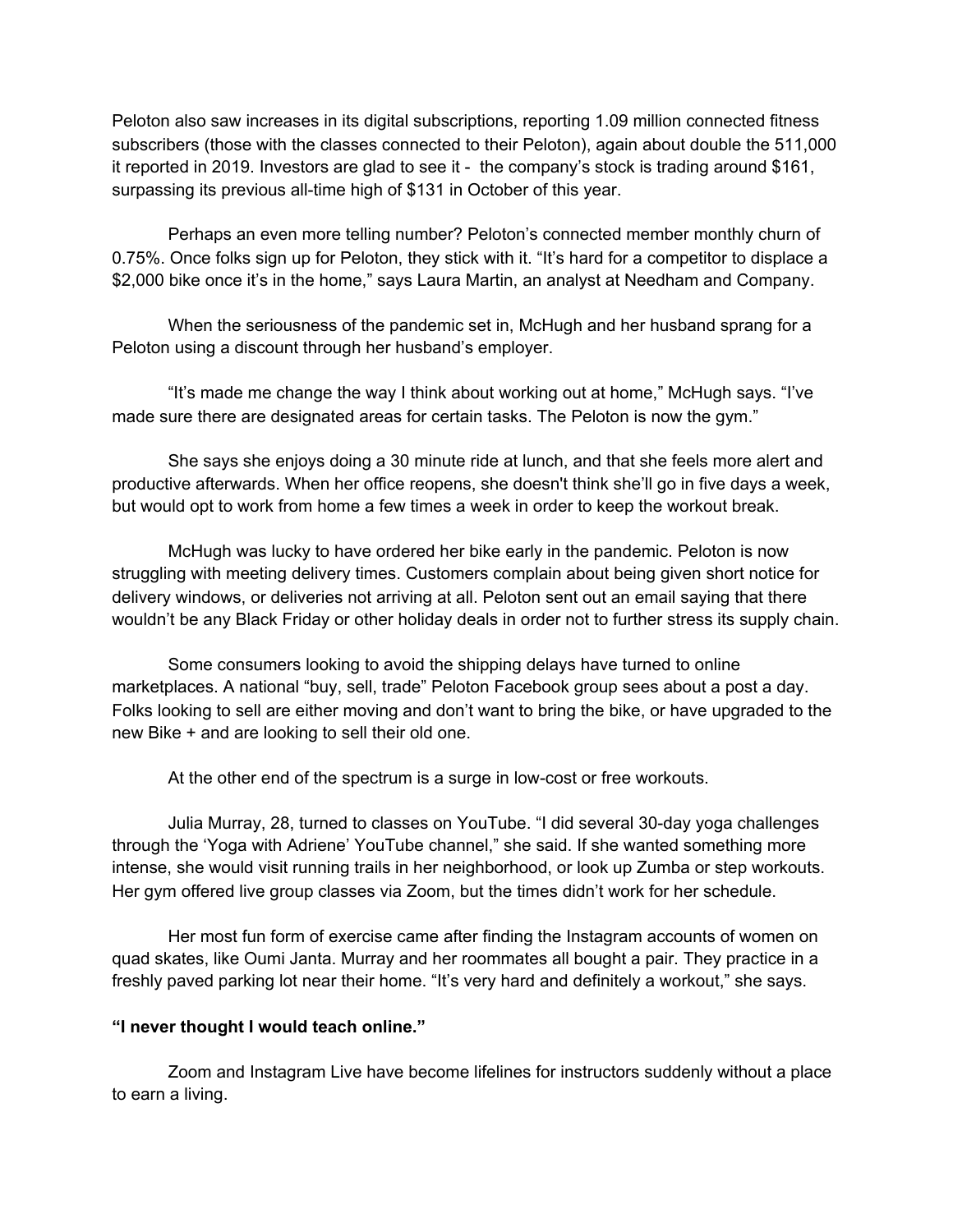Peloton also saw increases in its digital subscriptions, reporting 1.09 million connected fitness subscribers (those with the classes connected to their Peloton), again about double the 511,000 it reported in 2019. Investors are glad to see it - the company's stock is trading around $161, surpassing its previous all-time high of $131 in October of this year.

Perhaps an even more telling number? Peloton's connected member monthly churn of 0.75%. Once folks sign up for Peloton, they stick with it. "It's hard for a competitor to displace a $2,000 bike once it's in the home," says Laura Martin, an analyst at Needham and Company.

When the seriousness of the pandemic set in, McHugh and her husband sprang for a Peloton using a discount through her husband's employer.

"It's made me change the way I think about working out at home," McHugh says. "I've made sure there are designated areas for certain tasks. The Peloton is now the gym."

She says she enjoys doing a 30 minute ride at lunch, and that she feels more alert and productive afterwards. When her office reopens, she doesn't think she'll go in five days a week, but would opt to work from home a few times a week in order to keep the workout break.

McHugh was lucky to have ordered her bike early in the pandemic. Peloton is now struggling with meeting delivery times. Customers complain about being given short notice for delivery windows, or deliveries not arriving at all. Peloton sent out an email saying that there wouldn't be any Black Friday or other holiday deals in order not to further stress its supply chain.

Some consumers looking to avoid the shipping delays have turned to online marketplaces. A national "buy, sell, trade" Peloton Facebook group sees about a post a day. Folks looking to sell are either moving and don't want to bring the bike, or have upgraded to the new Bike + and are looking to sell their old one.

At the other end of the spectrum is a surge in low-cost or free workouts.

Julia Murray, 28, turned to classes on YouTube. "I did several 30-day yoga challenges through the 'Yoga with Adriene' YouTube channel," she said. If she wanted something more intense, she would visit running trails in her neighborhood, or look up Zumba or step workouts. Her gym offered live group classes via Zoom, but the times didn't work for her schedule.

Her most fun form of exercise came after finding the Instagram accounts of women on quad skates, like Oumi Janta. Murray and her roommates all bought a pair. They practice in a freshly paved parking lot near their home. "It's very hard and definitely a workout," she says.

**"I never thought I would teach online."**

Zoom and Instagram Live have become lifelines for instructors suddenly without a place to earn a living.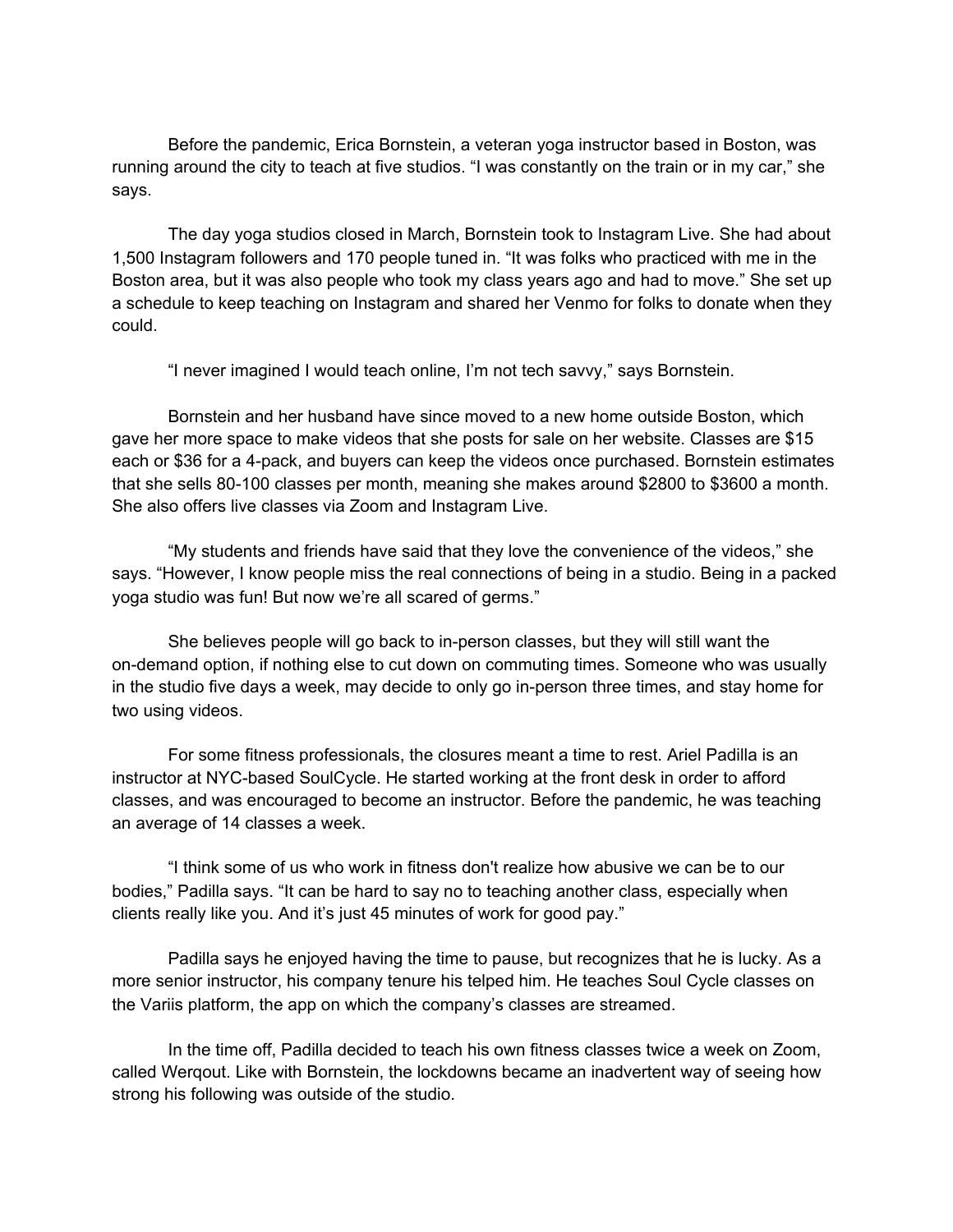Before the pandemic, Erica Bornstein, a veteran yoga instructor based in Boston, was running around the city to teach at five studios. “I was constantly on the train or in my car,” she says.

The day yoga studios closed in March, Bornstein took to Instagram Live. She had about 1,500 Instagram followers and 170 people tuned in. “It was folks who practiced with me in the Boston area, but it was also people who took my class years ago and had to move.” She set up a schedule to keep teaching on Instagram and shared her Venmo for folks to donate when they could.

“I never imagined I would teach online, I’m not tech savvy,” says Bornstein.

Bornstein and her husband have since moved to a new home outside Boston, which gave her more space to make videos that she posts for sale on her website. Classes are $15 each or $36 for a 4-pack, and buyers can keep the videos once purchased. Bornstein estimates that she sells 80-100 classes per month, meaning she makes around $2800 to $3600 a month. She also offers live classes via Zoom and Instagram Live.

“My students and friends have said that they love the convenience of the videos,” she says. “However, I know people miss the real connections of being in a studio. Being in a packed yoga studio was fun! But now we’re all scared of germs.”

She believes people will go back to in-person classes, but they will still want the on-demand option, if nothing else to cut down on commuting times. Someone who was usually in the studio five days a week, may decide to only go in-person three times, and stay home for two using videos.

For some fitness professionals, the closures meant a time to rest. Ariel Padilla is an instructor at NYC-based SoulCycle. He started working at the front desk in order to afford classes, and was encouraged to become an instructor. Before the pandemic, he was teaching an average of 14 classes a week.

“I think some of us who work in fitness don't realize how abusive we can be to our bodies,” Padilla says. “It can be hard to say no to teaching another class, especially when clients really like you. And it’s just 45 minutes of work for good pay.”

Padilla says he enjoyed having the time to pause, but recognizes that he is lucky. As a more senior instructor, his company tenure his telped him. He teaches Soul Cycle classes on the Variis platform, the app on which the company’s classes are streamed.

In the time off, Padilla decided to teach his own fitness classes twice a week on Zoom, called Werqout. Like with Bornstein, the lockdowns became an inadvertent way of seeing how strong his following was outside of the studio.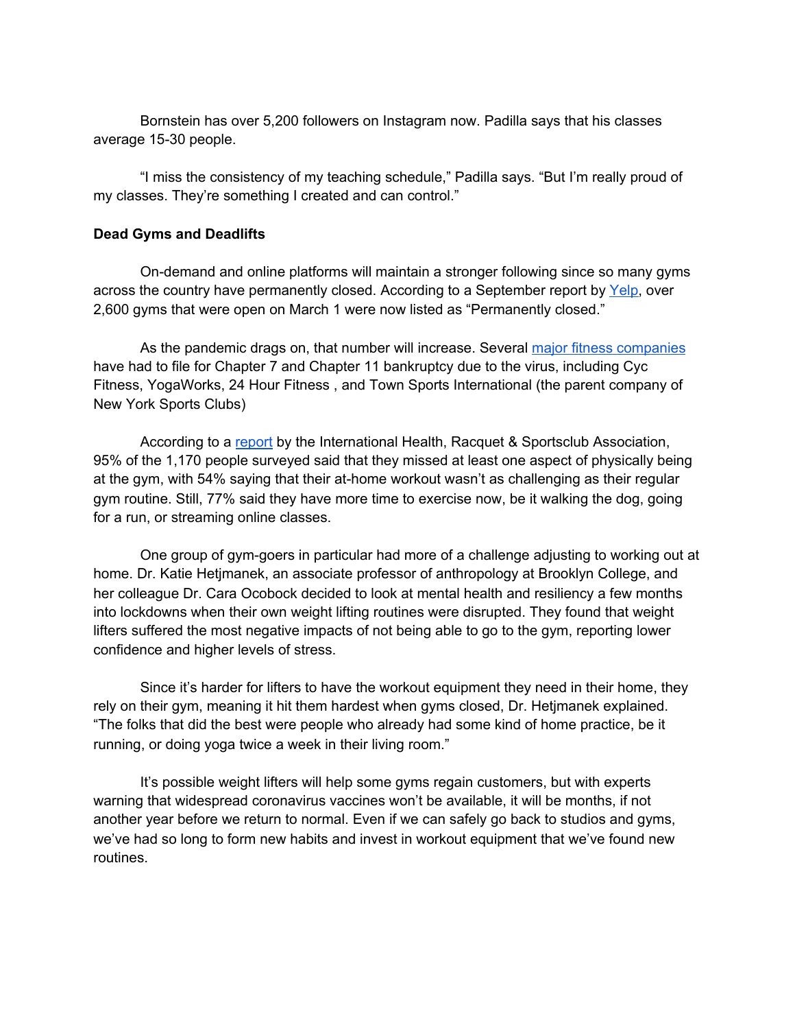Bornstein has over 5,200 followers on Instagram now. Padilla says that his classes average 15-30 people.

“I miss the consistency of my teaching schedule,” Padilla says. “But I’m really proud of my classes. They’re something I created and can control.”

**Dead Gyms and Deadlifts**

On-demand and online platforms will maintain a stronger following since so many gyms across the country have permanently closed. According to a September report by Yelp, over 2,600 gyms that were open on March 1 were now listed as “Permanently closed.”

As the pandemic drags on, that number will increase. Several major fitness companies have had to file for Chapter 7 and Chapter 11 bankruptcy due to the virus, including Cyc Fitness, YogaWorks, 24 Hour Fitness , and Town Sports International (the parent company of New York Sports Clubs)

According to a report by the International Health, Racquet & Sportsclub Association, 95% of the 1,170 people surveyed said that they missed at least one aspect of physically being at the gym, with 54% saying that their at-home workout wasn’t as challenging as their regular gym routine. Still, 77% said they have more time to exercise now, be it walking the dog, going for a run, or streaming online classes.

One group of gym-goers in particular had more of a challenge adjusting to working out at home. Dr. Katie Hetjmanek, an associate professor of anthropology at Brooklyn College, and her colleague Dr. Cara Ocobock decided to look at mental health and resiliency a few months into lockdowns when their own weight lifting routines were disrupted. They found that weight lifters suffered the most negative impacts of not being able to go to the gym, reporting lower confidence and higher levels of stress.

Since it’s harder for lifters to have the workout equipment they need in their home, they rely on their gym, meaning it hit them hardest when gyms closed, Dr. Hetjmanek explained. “The folks that did the best were people who already had some kind of home practice, be it running, or doing yoga twice a week in their living room.”

It’s possible weight lifters will help some gyms regain customers, but with experts warning that widespread coronavirus vaccines won’t be available, it will be months, if not another year before we return to normal. Even if we can safely go back to studios and gyms, we’ve had so long to form new habits and invest in workout equipment that we’ve found new routines.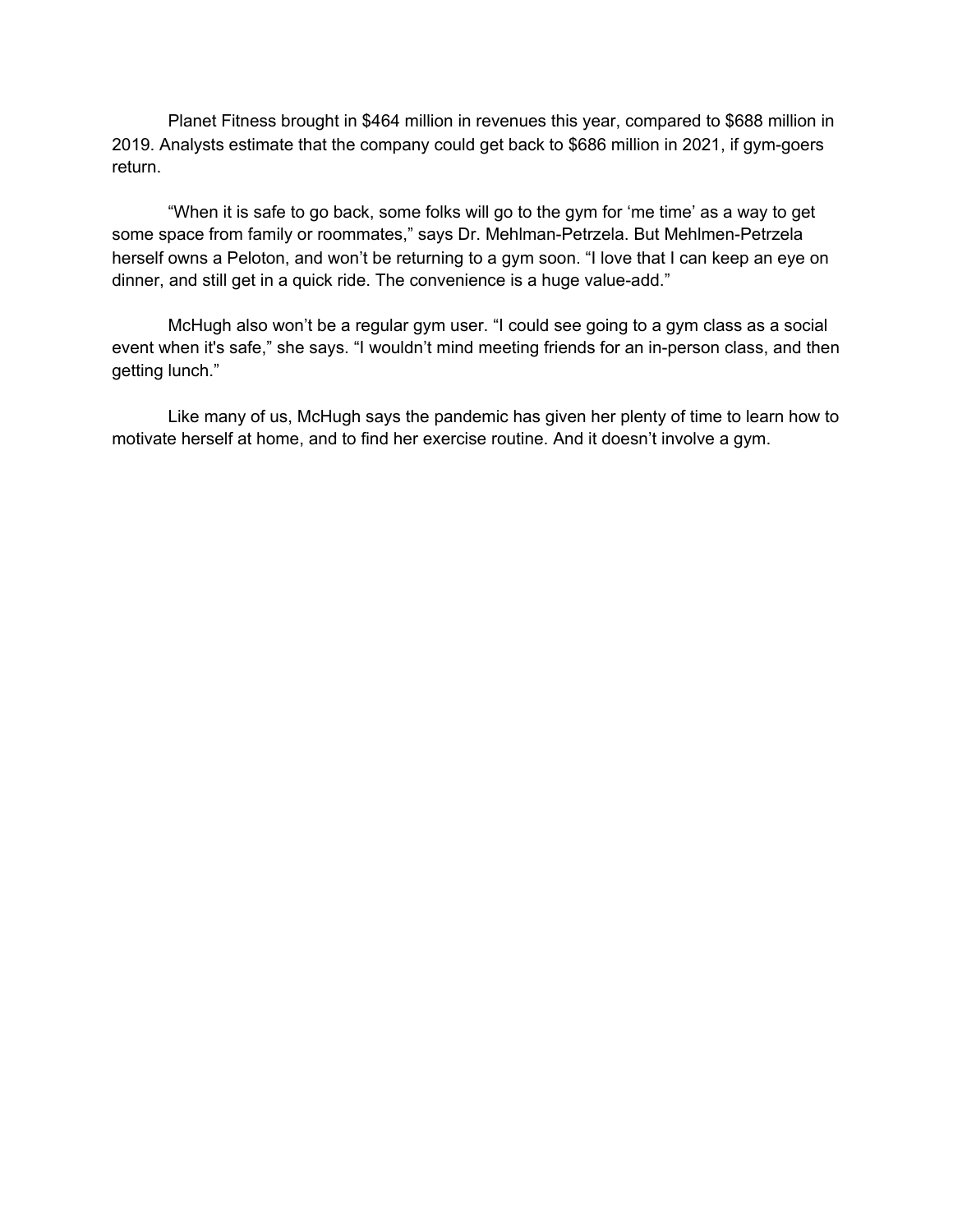Planet Fitness brought in $464 million in revenues this year, compared to $688 million in 2019. Analysts estimate that the company could get back to $686 million in 2021, if gym-goers return.

"When it is safe to go back, some folks will go to the gym for 'me time' as a way to get some space from family or roommates," says Dr. Mehlman-Petrzela. But Mehlmen-Petrzela herself owns a Peloton, and won't be returning to a gym soon. "I love that I can keep an eye on dinner, and still get in a quick ride. The convenience is a huge value-add."

McHugh also won't be a regular gym user. "I could see going to a gym class as a social event when it's safe," she says. "I wouldn't mind meeting friends for an in-person class, and then getting lunch."

Like many of us, McHugh says the pandemic has given her plenty of time to learn how to motivate herself at home, and to find her exercise routine. And it doesn't involve a gym.